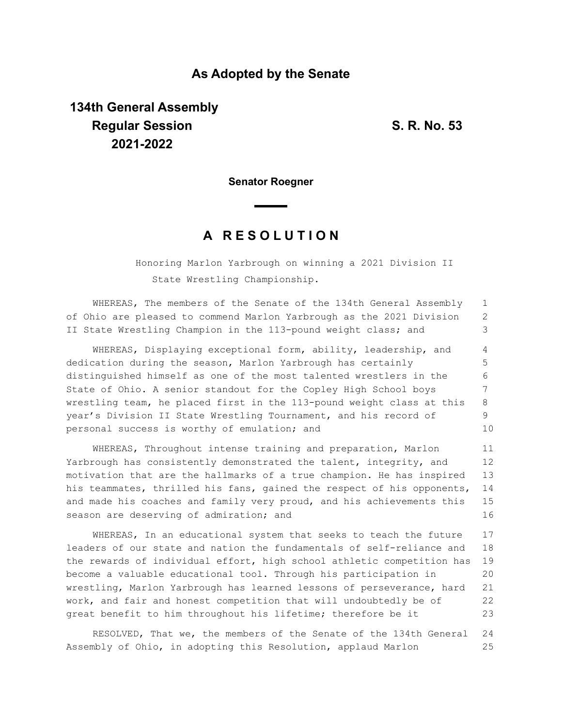## As Adopted by the Senate

**134th General Assembly**
**Regular Session**
**2021-2022**

**S. R. No. 53**

**Senator Roegner**

# A R E S O L U T I O N

Honoring Marlon Yarbrough on winning a 2021 Division II State Wrestling Championship.

WHEREAS, The members of the Senate of the 134th General Assembly of Ohio are pleased to commend Marlon Yarbrough as the 2021 Division II State Wrestling Champion in the 113-pound weight class; and

WHEREAS, Displaying exceptional form, ability, leadership, and dedication during the season, Marlon Yarbrough has certainly distinguished himself as one of the most talented wrestlers in the State of Ohio. A senior standout for the Copley High School boys wrestling team, he placed first in the 113-pound weight class at this year's Division II State Wrestling Tournament, and his record of personal success is worthy of emulation; and

WHEREAS, Throughout intense training and preparation, Marlon Yarbrough has consistently demonstrated the talent, integrity, and motivation that are the hallmarks of a true champion. He has inspired his teammates, thrilled his fans, gained the respect of his opponents, and made his coaches and family very proud, and his achievements this season are deserving of admiration; and

WHEREAS, In an educational system that seeks to teach the future leaders of our state and nation the fundamentals of self-reliance and the rewards of individual effort, high school athletic competition has become a valuable educational tool. Through his participation in wrestling, Marlon Yarbrough has learned lessons of perseverance, hard work, and fair and honest competition that will undoubtedly be of great benefit to him throughout his lifetime; therefore be it

RESOLVED, That we, the members of the Senate of the 134th General Assembly of Ohio, in adopting this Resolution, applaud Marlon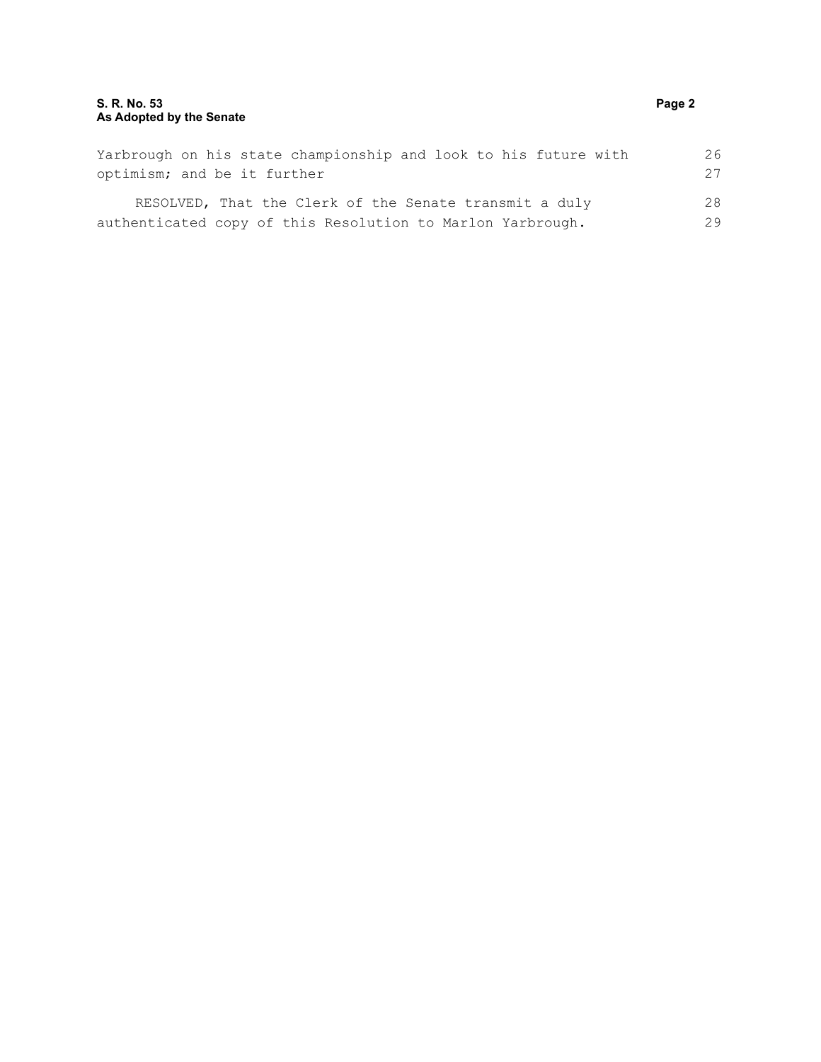Yarbrough on his state championship and look to his future with optimism; and be it further

RESOLVED, That the Clerk of the Senate transmit a duly authenticated copy of this Resolution to Marlon Yarbrough.